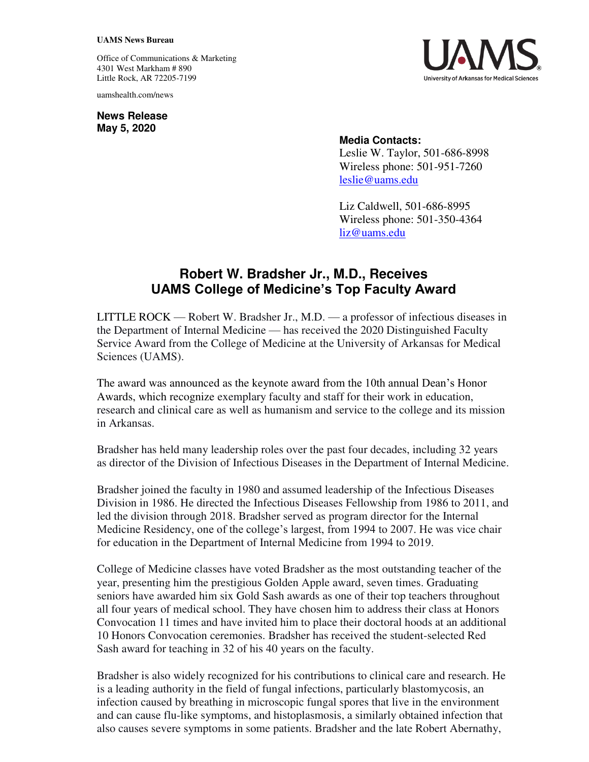**UAMS News Bureau**

Office of Communications & Marketing
4301 West Markham # 890
Little Rock, AR 72205-7199

uamshealth.com/news

UAMS
University of Arkansas for Medical Sciences

**News Release**
**May 5, 2020**

**Media Contacts:**
Leslie W. Taylor, 501-686-8998
Wireless phone: 501-951-7260
leslie@uams.edu

Liz Caldwell, 501-686-8995
Wireless phone: 501-350-4364
liz@uams.edu

# Robert W. Bradsher Jr., M.D., Receives UAMS College of Medicine's Top Faculty Award

LITTLE ROCK — Robert W. Bradsher Jr., M.D. — a professor of infectious diseases in the Department of Internal Medicine — has received the 2020 Distinguished Faculty Service Award from the College of Medicine at the University of Arkansas for Medical Sciences (UAMS).

The award was announced as the keynote award from the 10th annual Dean's Honor Awards, which recognize exemplary faculty and staff for their work in education, research and clinical care as well as humanism and service to the college and its mission in Arkansas.

Bradsher has held many leadership roles over the past four decades, including 32 years as director of the Division of Infectious Diseases in the Department of Internal Medicine.

Bradsher joined the faculty in 1980 and assumed leadership of the Infectious Diseases Division in 1986. He directed the Infectious Diseases Fellowship from 1986 to 2011, and led the division through 2018. Bradsher served as program director for the Internal Medicine Residency, one of the college's largest, from 1994 to 2007. He was vice chair for education in the Department of Internal Medicine from 1994 to 2019.

College of Medicine classes have voted Bradsher as the most outstanding teacher of the year, presenting him the prestigious Golden Apple award, seven times. Graduating seniors have awarded him six Gold Sash awards as one of their top teachers throughout all four years of medical school. They have chosen him to address their class at Honors Convocation 11 times and have invited him to place their doctoral hoods at an additional 10 Honors Convocation ceremonies. Bradsher has received the student-selected Red Sash award for teaching in 32 of his 40 years on the faculty.

Bradsher is also widely recognized for his contributions to clinical care and research. He is a leading authority in the field of fungal infections, particularly blastomycosis, an infection caused by breathing in microscopic fungal spores that live in the environment and can cause flu-like symptoms, and histoplasmosis, a similarly obtained infection that also causes severe symptoms in some patients. Bradsher and the late Robert Abernathy,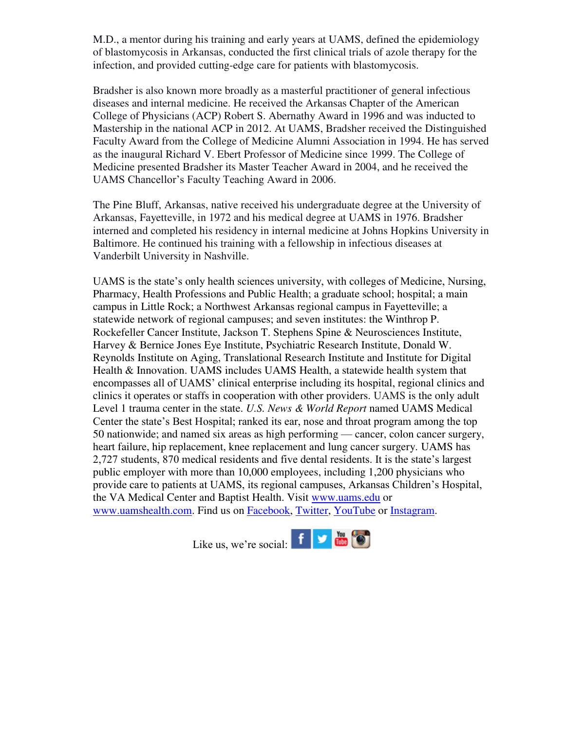M.D., a mentor during his training and early years at UAMS, defined the epidemiology of blastomycosis in Arkansas, conducted the first clinical trials of azole therapy for the infection, and provided cutting-edge care for patients with blastomycosis.

Bradsher is also known more broadly as a masterful practitioner of general infectious diseases and internal medicine. He received the Arkansas Chapter of the American College of Physicians (ACP) Robert S. Abernathy Award in 1996 and was inducted to Mastership in the national ACP in 2012. At UAMS, Bradsher received the Distinguished Faculty Award from the College of Medicine Alumni Association in 1994. He has served as the inaugural Richard V. Ebert Professor of Medicine since 1999. The College of Medicine presented Bradsher its Master Teacher Award in 2004, and he received the UAMS Chancellor's Faculty Teaching Award in 2006.

The Pine Bluff, Arkansas, native received his undergraduate degree at the University of Arkansas, Fayetteville, in 1972 and his medical degree at UAMS in 1976. Bradsher interned and completed his residency in internal medicine at Johns Hopkins University in Baltimore. He continued his training with a fellowship in infectious diseases at Vanderbilt University in Nashville.

UAMS is the state's only health sciences university, with colleges of Medicine, Nursing, Pharmacy, Health Professions and Public Health; a graduate school; hospital; a main campus in Little Rock; a Northwest Arkansas regional campus in Fayetteville; a statewide network of regional campuses; and seven institutes: the Winthrop P. Rockefeller Cancer Institute, Jackson T. Stephens Spine & Neurosciences Institute, Harvey & Bernice Jones Eye Institute, Psychiatric Research Institute, Donald W. Reynolds Institute on Aging, Translational Research Institute and Institute for Digital Health & Innovation. UAMS includes UAMS Health, a statewide health system that encompasses all of UAMS' clinical enterprise including its hospital, regional clinics and clinics it operates or staffs in cooperation with other providers. UAMS is the only adult Level 1 trauma center in the state. *U.S. News & World Report* named UAMS Medical Center the state's Best Hospital; ranked its ear, nose and throat program among the top 50 nationwide; and named six areas as high performing — cancer, colon cancer surgery, heart failure, hip replacement, knee replacement and lung cancer surgery. UAMS has 2,727 students, 870 medical residents and five dental residents. It is the state's largest public employer with more than 10,000 employees, including 1,200 physicians who provide care to patients at UAMS, its regional campuses, Arkansas Children's Hospital, the VA Medical Center and Baptist Health. Visit [www.uams.edu](www.uams.edu) or [www.uamshealth.com](www.uamshealth.com). Find us on [Facebook](), [Twitter](), [YouTube]() or [Instagram]().

Like us, we're social: